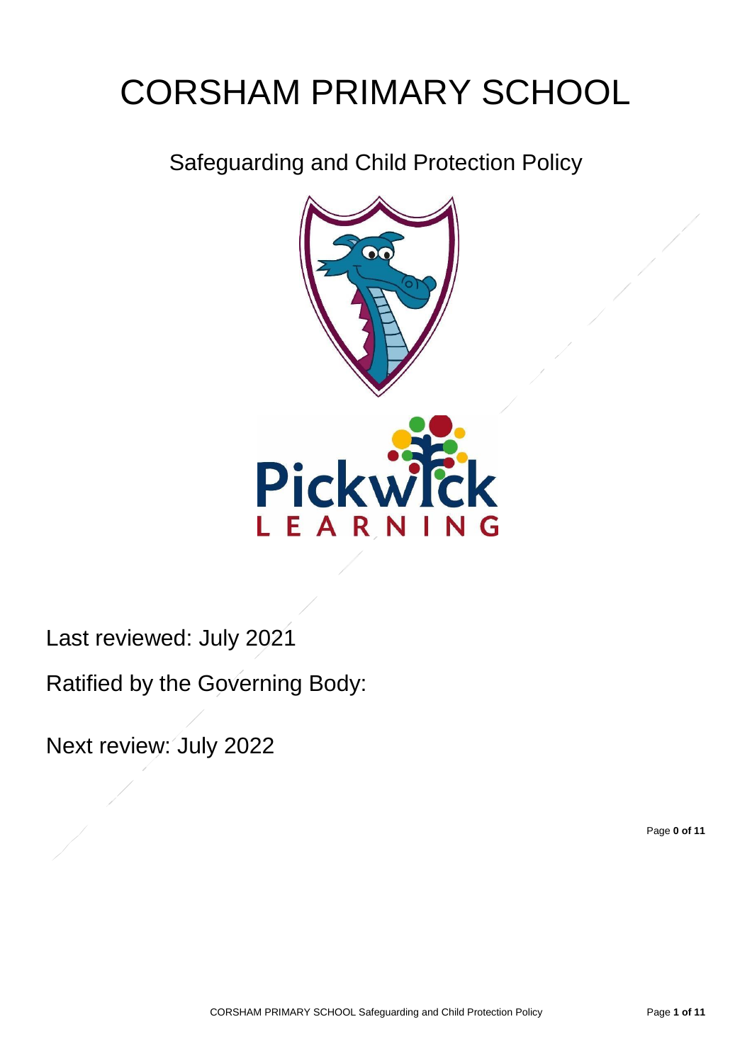# CORSHAM PRIMARY SCHOOL

## Safeguarding and Child Protection Policy

Last reviewed: July 2021

Ratified by the Governing Body:

Next review: July 2022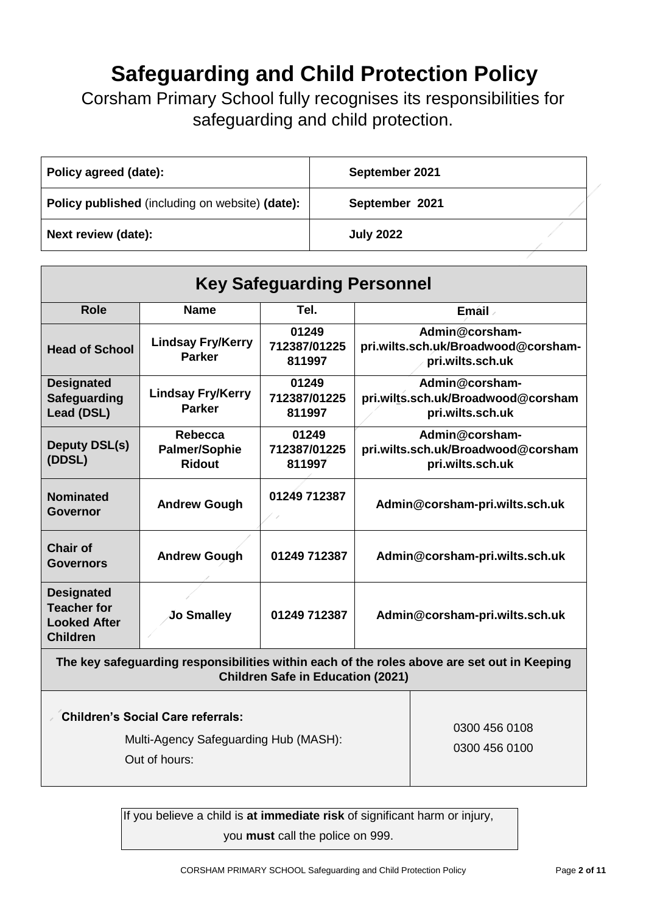# Safeguarding and Child Protection Policy

Corsham Primary School fully recognises its responsibilities for safeguarding and child protection.

| Policy agreed (date): | September 2021 |
|---|---|
| **Policy published** (including on website) **(date):** | September 2021 |
| **Next review (date):** | July 2022 |

## Key Safeguarding Personnel

| Role | Name | Tel. | Email |
|---|---|---|---|
| **Head of School** | **Lindsay Fry/Kerry Parker** | **01249 712387/01225 811997** | **Admin@corsham-pri.wilts.sch.uk/Broadwood@corsham-pri.wilts.sch.uk** |
| **Designated Safeguarding Lead (DSL)** | **Lindsay Fry/Kerry Parker** | **01249 712387/01225 811997** | **Admin@corsham-pri.wilts.sch.uk/Broadwood@corsham pri.wilts.sch.uk** |
| **Deputy DSL(s) (DDSL)** | **Rebecca Palmer/Sophie Ridout** | **01249 712387/01225 811997** | **Admin@corsham-pri.wilts.sch.uk/Broadwood@corsham pri.wilts.sch.uk** |
| **Nominated Governor** | **Andrew Gough** | **01249 712387** | **Admin@corsham-pri.wilts.sch.uk** |
| **Chair of Governors** | **Andrew Gough** | **01249 712387** | **Admin@corsham-pri.wilts.sch.uk** |
| **Designated Teacher for Looked After Children** | **Jo Smalley** | **01249 712387** | **Admin@corsham-pri.wilts.sch.uk** |

**The key safeguarding responsibilities within each of the roles above are set out in Keeping Children Safe in Education (2021)**

| **Children's Social Care referrals:** | |
|---|---|
| Multi-Agency Safeguarding Hub (MASH): | 0300 456 0108 |
| Out of hours: | 0300 456 0100 |

If you believe a child is **at immediate risk** of significant harm or injury, you **must** call the police on 999.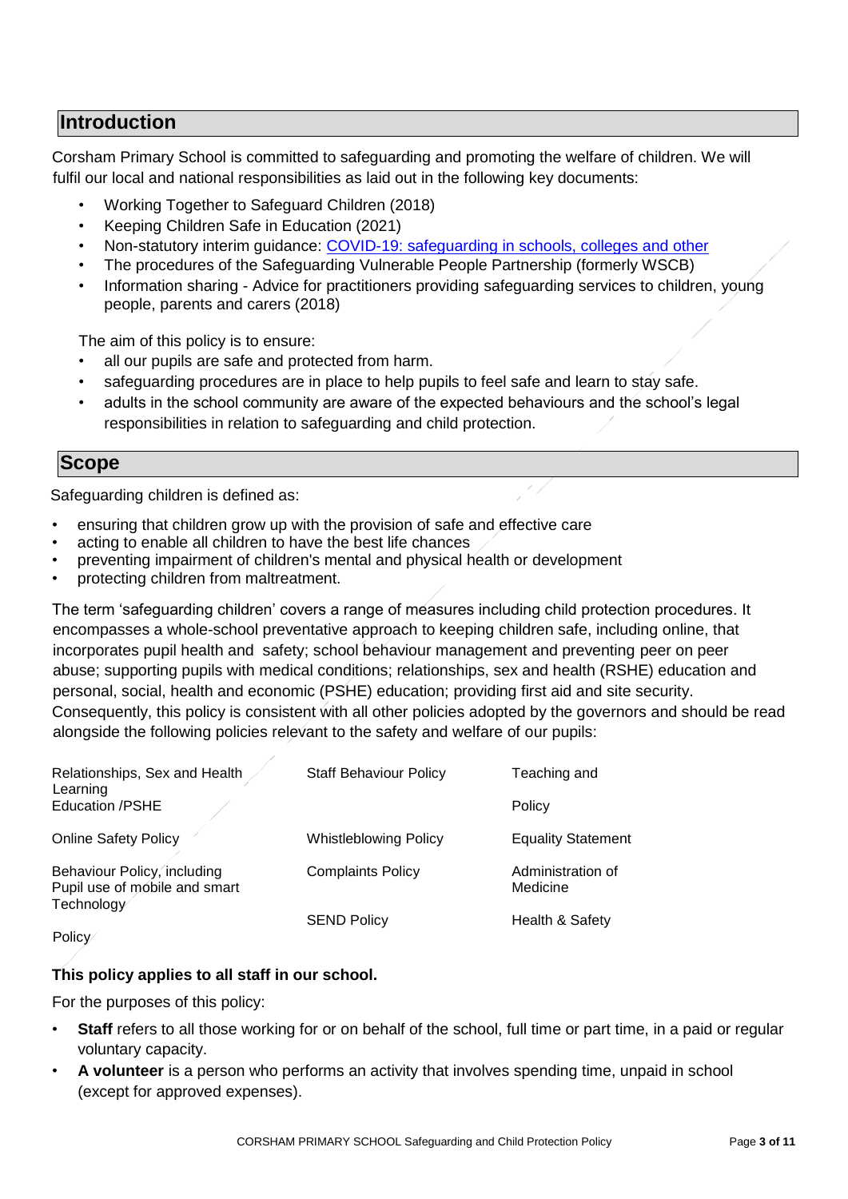## Introduction

Corsham Primary School is committed to safeguarding and promoting the welfare of children. We will fulfil our local and national responsibilities as laid out in the following key documents:

- Working Together to Safeguard Children (2018)
- Keeping Children Safe in Education (2021)
- Non-statutory interim guidance: [COVID-19: safeguarding in schools, colleges and other](#)
- The procedures of the Safeguarding Vulnerable People Partnership (formerly WSCB)
- Information sharing - Advice for practitioners providing safeguarding services to children, young people, parents and carers (2018)

The aim of this policy is to ensure:

- all our pupils are safe and protected from harm.
- safeguarding procedures are in place to help pupils to feel safe and learn to stay safe.
- adults in the school community are aware of the expected behaviours and the school's legal responsibilities in relation to safeguarding and child protection.

## Scope

Safeguarding children is defined as:

- ensuring that children grow up with the provision of safe and effective care
- acting to enable all children to have the best life chances
- preventing impairment of children's mental and physical health or development
- protecting children from maltreatment.

The term 'safeguarding children' covers a range of measures including child protection procedures. It encompasses a whole-school preventative approach to keeping children safe, including online, that incorporates pupil health and safety; school behaviour management and preventing peer on peer abuse; supporting pupils with medical conditions; relationships, sex and health (RSHE) education and personal, social, health and economic (PSHE) education; providing first aid and site security. Consequently, this policy is consistent with all other policies adopted by the governors and should be read alongside the following policies relevant to the safety and welfare of our pupils:

| | | |
|---|---|---|
| Relationships, Sex and Health Education /PSHE | Staff Behaviour Policy | Teaching and Learning Policy |
| Online Safety Policy | Whistleblowing Policy | Equality Statement |
| Behaviour Policy, including Pupil use of mobile and smart Technology Policy | Complaints Policy | Administration of Medicine |
| | SEND Policy | Health & Safety |

**This policy applies to all staff in our school.**

For the purposes of this policy:

- **Staff** refers to all those working for or on behalf of the school, full time or part time, in a paid or regular voluntary capacity.
- **A volunteer** is a person who performs an activity that involves spending time, unpaid in school (except for approved expenses).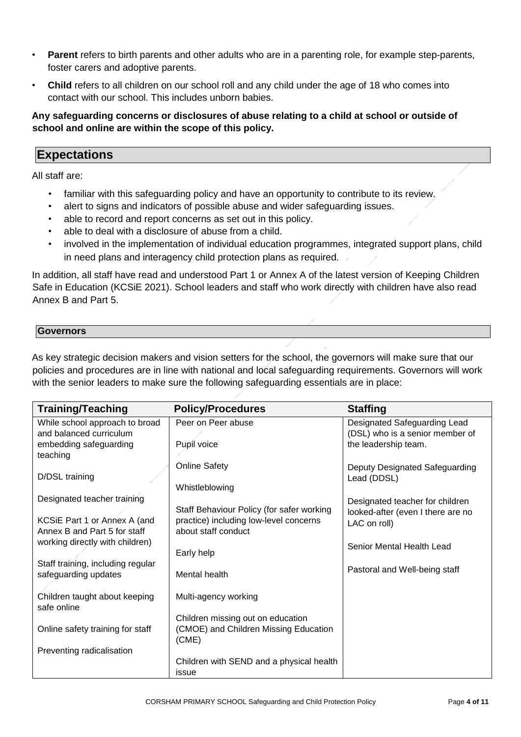- **Parent** refers to birth parents and other adults who are in a parenting role, for example step-parents, foster carers and adoptive parents.
- **Child** refers to all children on our school roll and any child under the age of 18 who comes into contact with our school. This includes unborn babies.

**Any safeguarding concerns or disclosures of abuse relating to a child at school or outside of school and online are within the scope of this policy.**

## Expectations

All staff are:

- familiar with this safeguarding policy and have an opportunity to contribute to its review.
- alert to signs and indicators of possible abuse and wider safeguarding issues.
- able to record and report concerns as set out in this policy.
- able to deal with a disclosure of abuse from a child.
- involved in the implementation of individual education programmes, integrated support plans, child in need plans and interagency child protection plans as required.

In addition, all staff have read and understood Part 1 or Annex A of the latest version of Keeping Children Safe in Education (KCSiE 2021). School leaders and staff who work directly with children have also read Annex B and Part 5.

### Governors

As key strategic decision makers and vision setters for the school, the governors will make sure that our policies and procedures are in line with national and local safeguarding requirements. Governors will work with the senior leaders to make sure the following safeguarding essentials are in place:

| Training/Teaching | Policy/Procedures | Staffing |
|---|---|---|
| While school approach to broad and balanced curriculum embedding safeguarding teaching<br><br>D/DSL training<br><br>Designated teacher training<br><br>KCSiE Part 1 or Annex A (and Annex B and Part 5 for staff working directly with children)<br><br>Staff training, including regular safeguarding updates<br><br>Children taught about keeping safe online<br><br>Online safety training for staff<br><br>Preventing radicalisation | Peer on Peer abuse<br><br>Pupil voice<br><br>Online Safety<br><br>Whistleblowing<br><br>Staff Behaviour Policy (for safer working practice) including low-level concerns about staff conduct<br><br>Early help<br><br>Mental health<br><br>Multi-agency working<br><br>Children missing out on education (CMOE) and Children Missing Education (CME)<br><br>Children with SEND and a physical health issue | Designated Safeguarding Lead (DSL) who is a senior member of the leadership team.<br><br>Deputy Designated Safeguarding Lead (DDSL)<br><br>Designated teacher for children looked-after (even I there are no LAC on roll)<br><br>Senior Mental Health Lead<br><br>Pastoral and Well-being staff |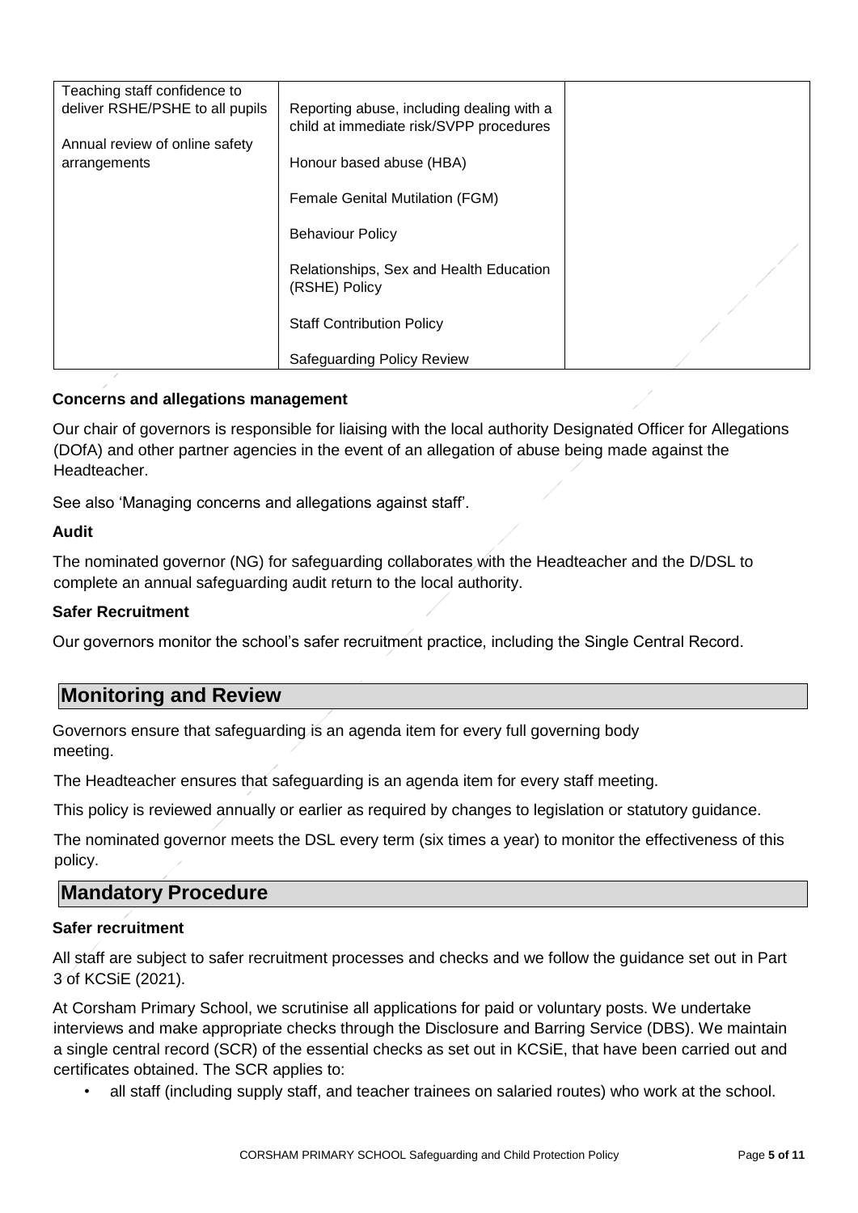| | | |
|---|---|---|
| Teaching staff confidence to deliver RSHE/PSHE to all pupils<br><br>Annual review of online safety arrangements | Reporting abuse, including dealing with a child at immediate risk/SVPP procedures<br><br>Honour based abuse (HBA)<br><br>Female Genital Mutilation (FGM)<br><br>Behaviour Policy<br><br>Relationships, Sex and Health Education (RSHE) Policy<br><br>Staff Contribution Policy<br><br>Safeguarding Policy Review | |

**Concerns and allegations management**

Our chair of governors is responsible for liaising with the local authority Designated Officer for Allegations (DOfA) and other partner agencies in the event of an allegation of abuse being made against the Headteacher.

See also 'Managing concerns and allegations against staff'.

**Audit**

The nominated governor (NG) for safeguarding collaborates with the Headteacher and the D/DSL to complete an annual safeguarding audit return to the local authority.

**Safer Recruitment**

Our governors monitor the school's safer recruitment practice, including the Single Central Record.

## Monitoring and Review

Governors ensure that safeguarding is an agenda item for every full governing body meeting.

The Headteacher ensures that safeguarding is an agenda item for every staff meeting.

This policy is reviewed annually or earlier as required by changes to legislation or statutory guidance.

The nominated governor meets the DSL every term (six times a year) to monitor the effectiveness of this policy.

## Mandatory Procedure

**Safer recruitment**

All staff are subject to safer recruitment processes and checks and we follow the guidance set out in Part 3 of KCSiE (2021).

At Corsham Primary School, we scrutinise all applications for paid or voluntary posts. We undertake interviews and make appropriate checks through the Disclosure and Barring Service (DBS). We maintain a single central record (SCR) of the essential checks as set out in KCSiE, that have been carried out and certificates obtained. The SCR applies to:

- all staff (including supply staff, and teacher trainees on salaried routes) who work at the school.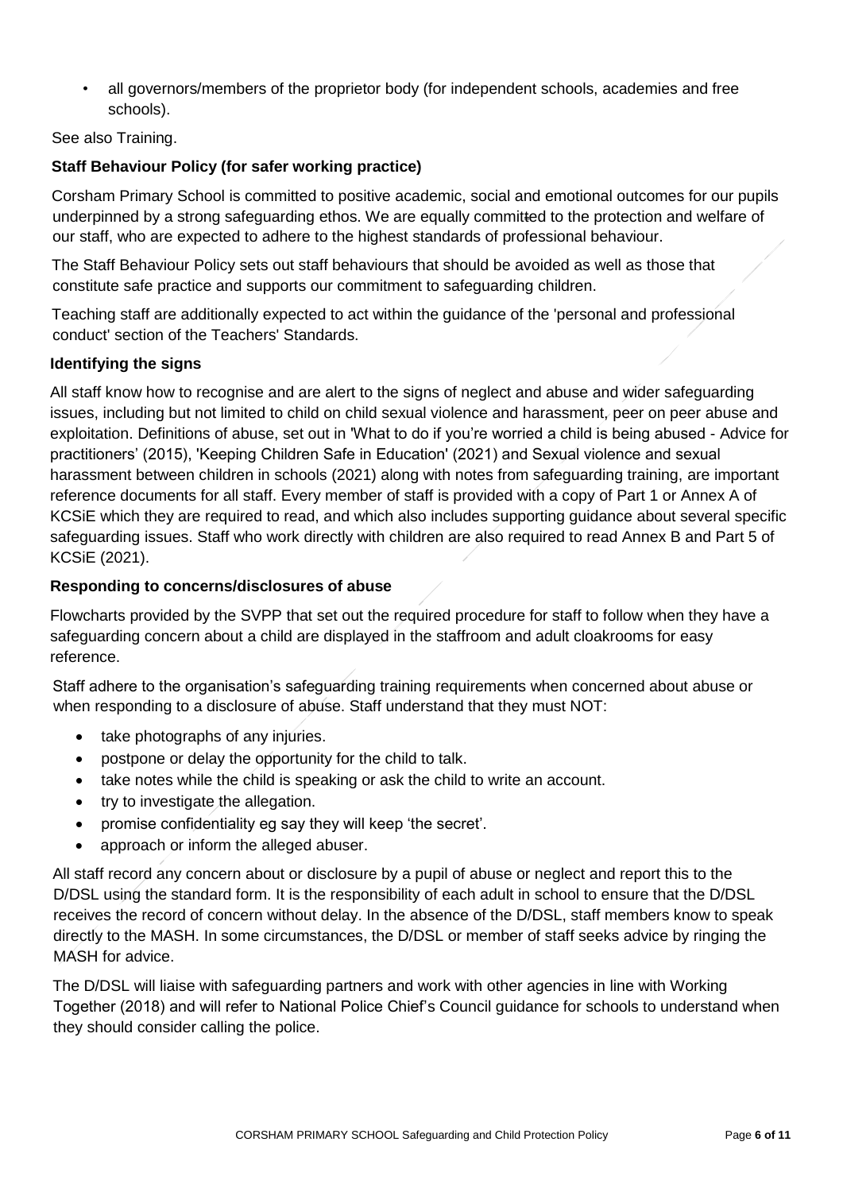- all governors/members of the proprietor body (for independent schools, academies and free schools).

See also Training.

**Staff Behaviour Policy (for safer working practice)**

Corsham Primary School is committed to positive academic, social and emotional outcomes for our pupils underpinned by a strong safeguarding ethos. We are equally committed to the protection and welfare of our staff, who are expected to adhere to the highest standards of professional behaviour.

The Staff Behaviour Policy sets out staff behaviours that should be avoided as well as those that constitute safe practice and supports our commitment to safeguarding children.

Teaching staff are additionally expected to act within the guidance of the 'personal and professional conduct' section of the Teachers' Standards.

**Identifying the signs**

All staff know how to recognise and are alert to the signs of neglect and abuse and wider safeguarding issues, including but not limited to child on child sexual violence and harassment, peer on peer abuse and exploitation. Definitions of abuse, set out in 'What to do if you're worried a child is being abused - Advice for practitioners' (2015), 'Keeping Children Safe in Education' (2021) and Sexual violence and sexual harassment between children in schools (2021) along with notes from safeguarding training, are important reference documents for all staff. Every member of staff is provided with a copy of Part 1 or Annex A of KCSiE which they are required to read, and which also includes supporting guidance about several specific safeguarding issues. Staff who work directly with children are also required to read Annex B and Part 5 of KCSiE (2021).

**Responding to concerns/disclosures of abuse**

Flowcharts provided by the SVPP that set out the required procedure for staff to follow when they have a safeguarding concern about a child are displayed in the staffroom and adult cloakrooms for easy reference.

Staff adhere to the organisation's safeguarding training requirements when concerned about abuse or when responding to a disclosure of abuse. Staff understand that they must NOT:

- take photographs of any injuries.
- postpone or delay the opportunity for the child to talk.
- take notes while the child is speaking or ask the child to write an account.
- try to investigate the allegation.
- promise confidentiality eg say they will keep 'the secret'.
- approach or inform the alleged abuser.

All staff record any concern about or disclosure by a pupil of abuse or neglect and report this to the D/DSL using the standard form. It is the responsibility of each adult in school to ensure that the D/DSL receives the record of concern without delay. In the absence of the D/DSL, staff members know to speak directly to the MASH. In some circumstances, the D/DSL or member of staff seeks advice by ringing the MASH for advice.

The D/DSL will liaise with safeguarding partners and work with other agencies in line with Working Together (2018) and will refer to National Police Chief's Council guidance for schools to understand when they should consider calling the police.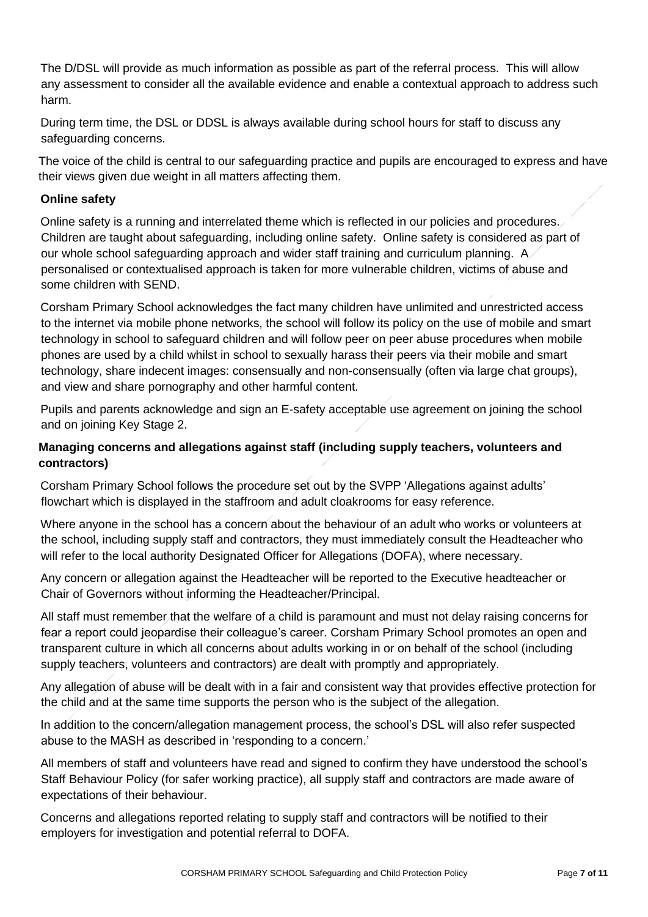The D/DSL will provide as much information as possible as part of the referral process. This will allow any assessment to consider all the available evidence and enable a contextual approach to address such harm.

During term time, the DSL or DDSL is always available during school hours for staff to discuss any safeguarding concerns.

The voice of the child is central to our safeguarding practice and pupils are encouraged to express and have their views given due weight in all matters affecting them.

**Online safety**

Online safety is a running and interrelated theme which is reflected in our policies and procedures. Children are taught about safeguarding, including online safety. Online safety is considered as part of our whole school safeguarding approach and wider staff training and curriculum planning. A personalised or contextualised approach is taken for more vulnerable children, victims of abuse and some children with SEND.

Corsham Primary School acknowledges the fact many children have unlimited and unrestricted access to the internet via mobile phone networks, the school will follow its policy on the use of mobile and smart technology in school to safeguard children and will follow peer on peer abuse procedures when mobile phones are used by a child whilst in school to sexually harass their peers via their mobile and smart technology, share indecent images: consensually and non-consensually (often via large chat groups), and view and share pornography and other harmful content.

Pupils and parents acknowledge and sign an E-safety acceptable use agreement on joining the school and on joining Key Stage 2.

**Managing concerns and allegations against staff (including supply teachers, volunteers and contractors)**

Corsham Primary School follows the procedure set out by the SVPP 'Allegations against adults' flowchart which is displayed in the staffroom and adult cloakrooms for easy reference.

Where anyone in the school has a concern about the behaviour of an adult who works or volunteers at the school, including supply staff and contractors, they must immediately consult the Headteacher who will refer to the local authority Designated Officer for Allegations (DOFA), where necessary.

Any concern or allegation against the Headteacher will be reported to the Executive headteacher or Chair of Governors without informing the Headteacher/Principal.

All staff must remember that the welfare of a child is paramount and must not delay raising concerns for fear a report could jeopardise their colleague's career. Corsham Primary School promotes an open and transparent culture in which all concerns about adults working in or on behalf of the school (including supply teachers, volunteers and contractors) are dealt with promptly and appropriately.

Any allegation of abuse will be dealt with in a fair and consistent way that provides effective protection for the child and at the same time supports the person who is the subject of the allegation.

In addition to the concern/allegation management process, the school's DSL will also refer suspected abuse to the MASH as described in 'responding to a concern.'

All members of staff and volunteers have read and signed to confirm they have understood the school's Staff Behaviour Policy (for safer working practice), all supply staff and contractors are made aware of expectations of their behaviour.

Concerns and allegations reported relating to supply staff and contractors will be notified to their employers for investigation and potential referral to DOFA.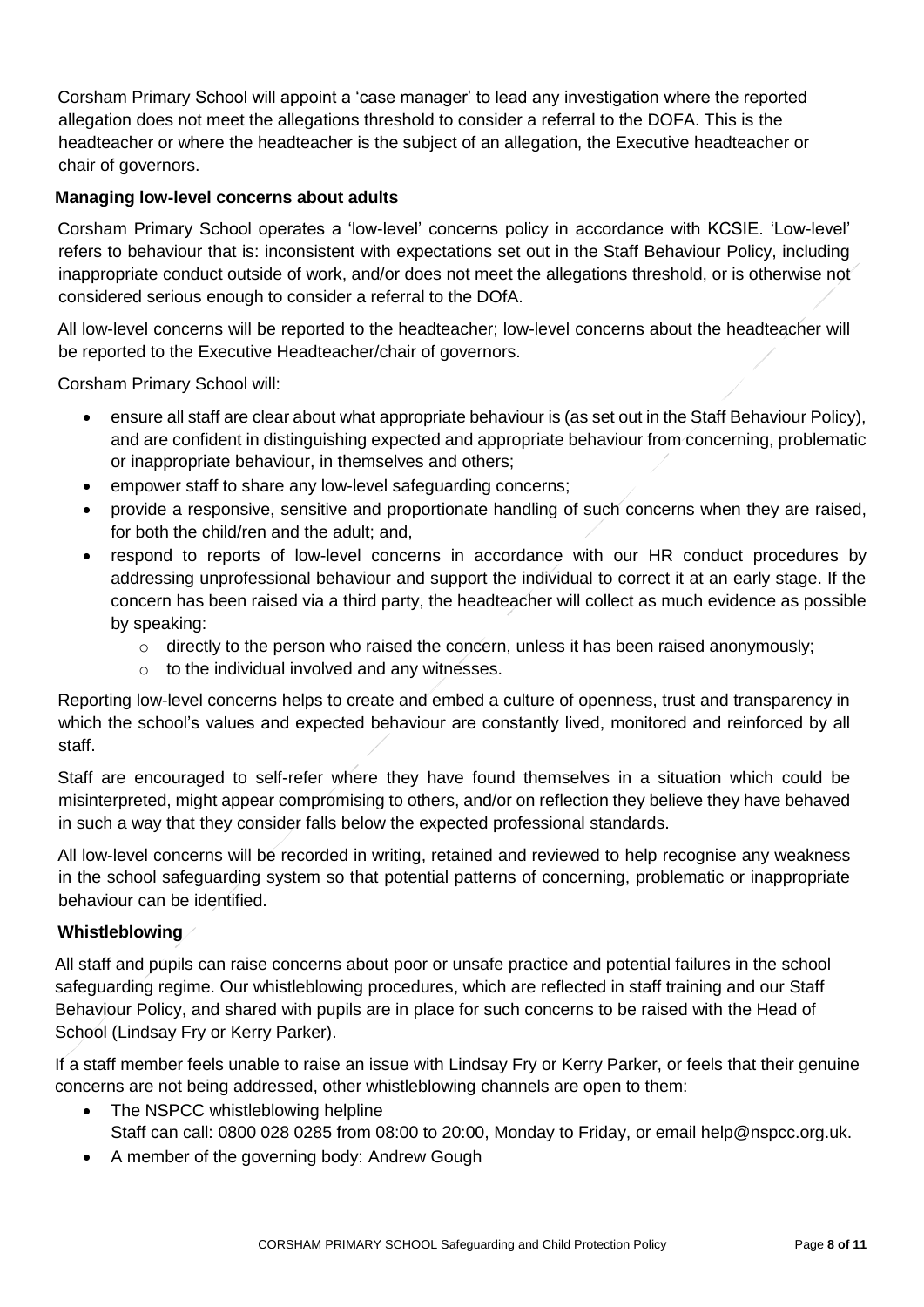Corsham Primary School will appoint a 'case manager' to lead any investigation where the reported allegation does not meet the allegations threshold to consider a referral to the DOFA. This is the headteacher or where the headteacher is the subject of an allegation, the Executive headteacher or chair of governors.

**Managing low-level concerns about adults**

Corsham Primary School operates a 'low-level' concerns policy in accordance with KCSIE. 'Low-level' refers to behaviour that is: inconsistent with expectations set out in the Staff Behaviour Policy, including inappropriate conduct outside of work, and/or does not meet the allegations threshold, or is otherwise not considered serious enough to consider a referral to the DOfA.

All low-level concerns will be reported to the headteacher; low-level concerns about the headteacher will be reported to the Executive Headteacher/chair of governors.

Corsham Primary School will:

- ensure all staff are clear about what appropriate behaviour is (as set out in the Staff Behaviour Policy), and are confident in distinguishing expected and appropriate behaviour from concerning, problematic or inappropriate behaviour, in themselves and others;
- empower staff to share any low-level safeguarding concerns;
- provide a responsive, sensitive and proportionate handling of such concerns when they are raised, for both the child/ren and the adult; and,
- respond to reports of low-level concerns in accordance with our HR conduct procedures by addressing unprofessional behaviour and support the individual to correct it at an early stage. If the concern has been raised via a third party, the headteacher will collect as much evidence as possible by speaking:
    - directly to the person who raised the concern, unless it has been raised anonymously;
    - to the individual involved and any witnesses.

Reporting low-level concerns helps to create and embed a culture of openness, trust and transparency in which the school's values and expected behaviour are constantly lived, monitored and reinforced by all staff.

Staff are encouraged to self-refer where they have found themselves in a situation which could be misinterpreted, might appear compromising to others, and/or on reflection they believe they have behaved in such a way that they consider falls below the expected professional standards.

All low-level concerns will be recorded in writing, retained and reviewed to help recognise any weakness in the school safeguarding system so that potential patterns of concerning, problematic or inappropriate behaviour can be identified.

**Whistleblowing**

All staff and pupils can raise concerns about poor or unsafe practice and potential failures in the school safeguarding regime. Our whistleblowing procedures, which are reflected in staff training and our Staff Behaviour Policy, and shared with pupils are in place for such concerns to be raised with the Head of School (Lindsay Fry or Kerry Parker).

If a staff member feels unable to raise an issue with Lindsay Fry or Kerry Parker, or feels that their genuine concerns are not being addressed, other whistleblowing channels are open to them:

- The NSPCC whistleblowing helpline
  Staff can call: 0800 028 0285 from 08:00 to 20:00, Monday to Friday, or email help@nspcc.org.uk.
- A member of the governing body: Andrew Gough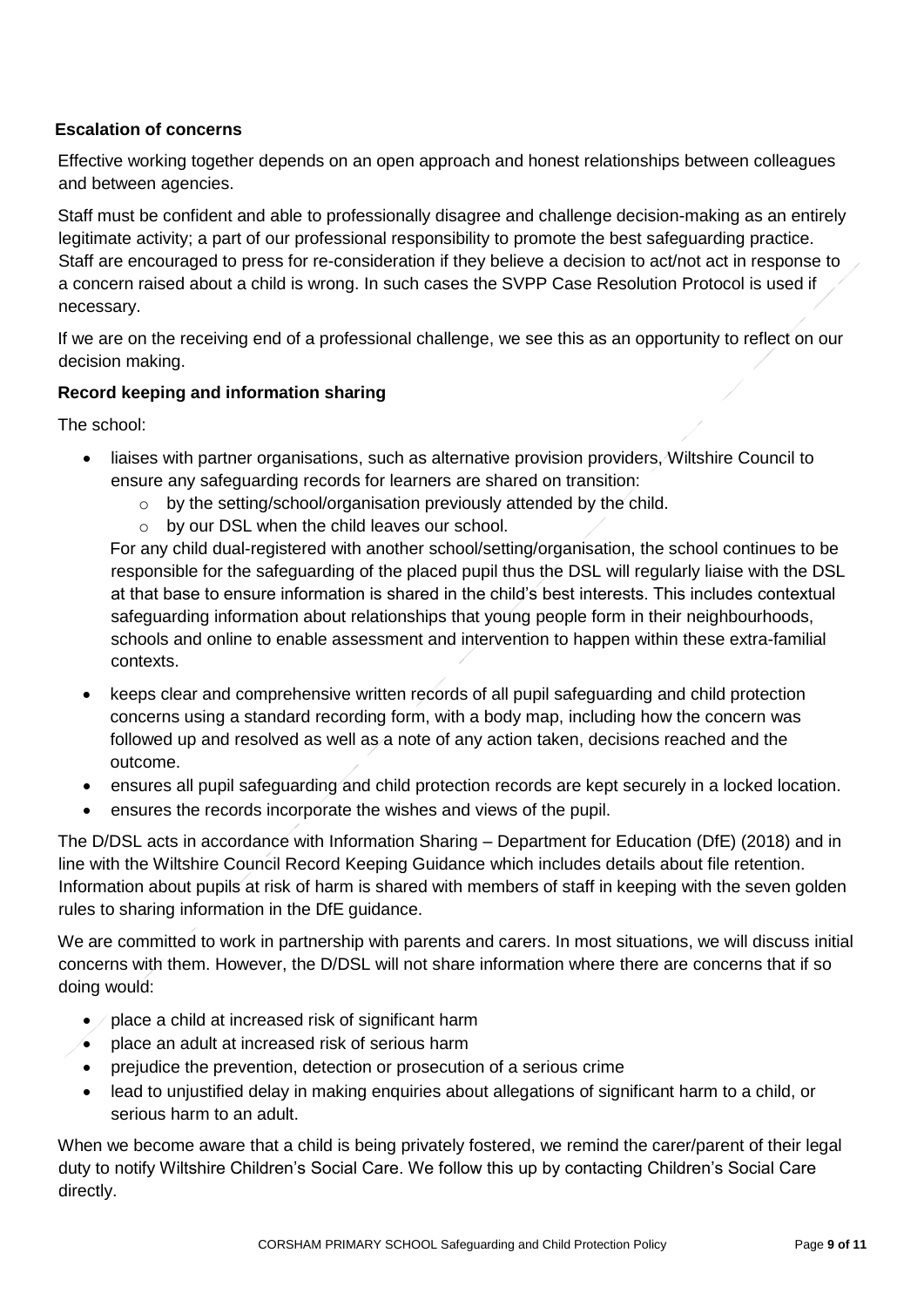### Escalation of concerns

Effective working together depends on an open approach and honest relationships between colleagues and between agencies.

Staff must be confident and able to professionally disagree and challenge decision-making as an entirely legitimate activity; a part of our professional responsibility to promote the best safeguarding practice. Staff are encouraged to press for re-consideration if they believe a decision to act/not act in response to a concern raised about a child is wrong. In such cases the SVPP Case Resolution Protocol is used if necessary.

If we are on the receiving end of a professional challenge, we see this as an opportunity to reflect on our decision making.

### Record keeping and information sharing

The school:

- liaises with partner organisations, such as alternative provision providers, Wiltshire Council to ensure any safeguarding records for learners are shared on transition:
  - by the setting/school/organisation previously attended by the child.
  - by our DSL when the child leaves our school.

  For any child dual-registered with another school/setting/organisation, the school continues to be responsible for the safeguarding of the placed pupil thus the DSL will regularly liaise with the DSL at that base to ensure information is shared in the child's best interests. This includes contextual safeguarding information about relationships that young people form in their neighbourhoods, schools and online to enable assessment and intervention to happen within these extra-familial contexts.
- keeps clear and comprehensive written records of all pupil safeguarding and child protection concerns using a standard recording form, with a body map, including how the concern was followed up and resolved as well as a note of any action taken, decisions reached and the outcome.
- ensures all pupil safeguarding and child protection records are kept securely in a locked location.
- ensures the records incorporate the wishes and views of the pupil.

The D/DSL acts in accordance with Information Sharing – Department for Education (DfE) (2018) and in line with the Wiltshire Council Record Keeping Guidance which includes details about file retention. Information about pupils at risk of harm is shared with members of staff in keeping with the seven golden rules to sharing information in the DfE guidance.

We are committed to work in partnership with parents and carers. In most situations, we will discuss initial concerns with them. However, the D/DSL will not share information where there are concerns that if so doing would:

- place a child at increased risk of significant harm
- place an adult at increased risk of serious harm
- prejudice the prevention, detection or prosecution of a serious crime
- lead to unjustified delay in making enquiries about allegations of significant harm to a child, or serious harm to an adult.

When we become aware that a child is being privately fostered, we remind the carer/parent of their legal duty to notify Wiltshire Children's Social Care. We follow this up by contacting Children's Social Care directly.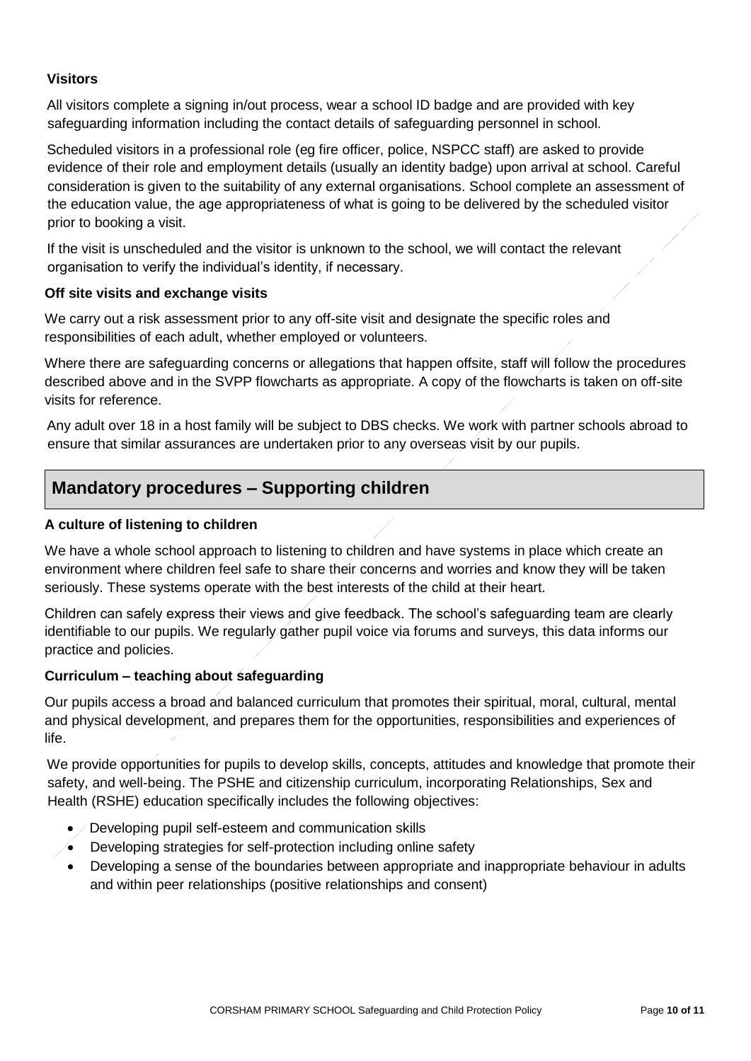### Visitors

All visitors complete a signing in/out process, wear a school ID badge and are provided with key safeguarding information including the contact details of safeguarding personnel in school.

Scheduled visitors in a professional role (eg fire officer, police, NSPCC staff) are asked to provide evidence of their role and employment details (usually an identity badge) upon arrival at school. Careful consideration is given to the suitability of any external organisations. School complete an assessment of the education value, the age appropriateness of what is going to be delivered by the scheduled visitor prior to booking a visit.

If the visit is unscheduled and the visitor is unknown to the school, we will contact the relevant organisation to verify the individual's identity, if necessary.

### Off site visits and exchange visits

We carry out a risk assessment prior to any off-site visit and designate the specific roles and responsibilities of each adult, whether employed or volunteers.

Where there are safeguarding concerns or allegations that happen offsite, staff will follow the procedures described above and in the SVPP flowcharts as appropriate. A copy of the flowcharts is taken on off-site visits for reference.

Any adult over 18 in a host family will be subject to DBS checks. We work with partner schools abroad to ensure that similar assurances are undertaken prior to any overseas visit by our pupils.

## Mandatory procedures – Supporting children

### A culture of listening to children

We have a whole school approach to listening to children and have systems in place which create an environment where children feel safe to share their concerns and worries and know they will be taken seriously. These systems operate with the best interests of the child at their heart.

Children can safely express their views and give feedback. The school's safeguarding team are clearly identifiable to our pupils. We regularly gather pupil voice via forums and surveys, this data informs our practice and policies.

### Curriculum – teaching about safeguarding

Our pupils access a broad and balanced curriculum that promotes their spiritual, moral, cultural, mental and physical development, and prepares them for the opportunities, responsibilities and experiences of life.

We provide opportunities for pupils to develop skills, concepts, attitudes and knowledge that promote their safety, and well-being. The PSHE and citizenship curriculum, incorporating Relationships, Sex and Health (RSHE) education specifically includes the following objectives:

- Developing pupil self-esteem and communication skills
- Developing strategies for self-protection including online safety
- Developing a sense of the boundaries between appropriate and inappropriate behaviour in adults and within peer relationships (positive relationships and consent)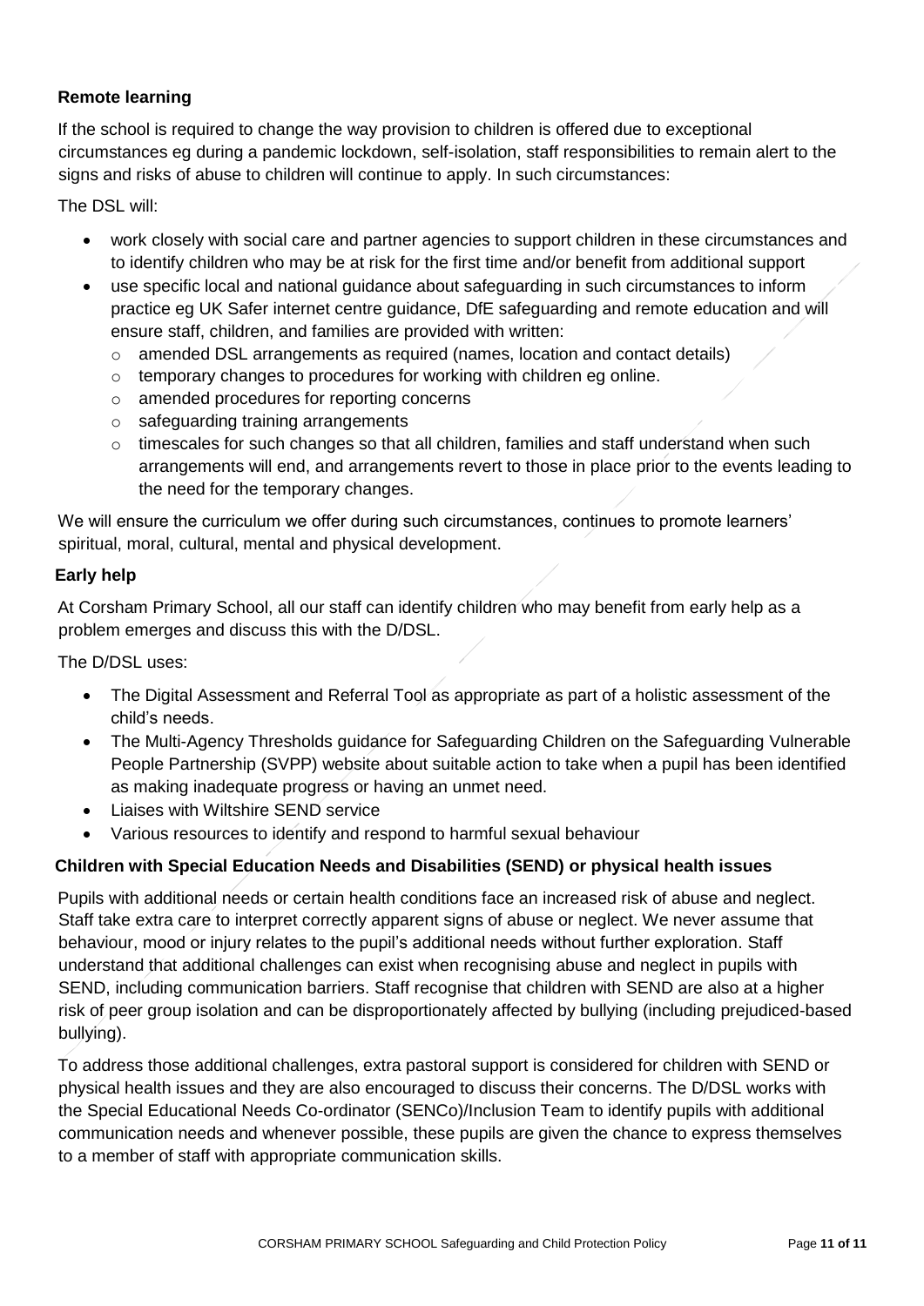### Remote learning

If the school is required to change the way provision to children is offered due to exceptional circumstances eg during a pandemic lockdown, self-isolation, staff responsibilities to remain alert to the signs and risks of abuse to children will continue to apply. In such circumstances:

The DSL will:

- work closely with social care and partner agencies to support children in these circumstances and to identify children who may be at risk for the first time and/or benefit from additional support
- use specific local and national guidance about safeguarding in such circumstances to inform practice eg UK Safer internet centre guidance, DfE safeguarding and remote education and will ensure staff, children, and families are provided with written:
  - amended DSL arrangements as required (names, location and contact details)
  - temporary changes to procedures for working with children eg online.
  - amended procedures for reporting concerns
  - safeguarding training arrangements
  - timescales for such changes so that all children, families and staff understand when such arrangements will end, and arrangements revert to those in place prior to the events leading to the need for the temporary changes.

We will ensure the curriculum we offer during such circumstances, continues to promote learners' spiritual, moral, cultural, mental and physical development.

### Early help

At Corsham Primary School, all our staff can identify children who may benefit from early help as a problem emerges and discuss this with the D/DSL.

The D/DSL uses:

- The Digital Assessment and Referral Tool as appropriate as part of a holistic assessment of the child's needs.
- The Multi-Agency Thresholds guidance for Safeguarding Children on the Safeguarding Vulnerable People Partnership (SVPP) website about suitable action to take when a pupil has been identified as making inadequate progress or having an unmet need.
- Liaises with Wiltshire SEND service
- Various resources to identify and respond to harmful sexual behaviour

### Children with Special Education Needs and Disabilities (SEND) or physical health issues

Pupils with additional needs or certain health conditions face an increased risk of abuse and neglect. Staff take extra care to interpret correctly apparent signs of abuse or neglect. We never assume that behaviour, mood or injury relates to the pupil's additional needs without further exploration. Staff understand that additional challenges can exist when recognising abuse and neglect in pupils with SEND, including communication barriers. Staff recognise that children with SEND are also at a higher risk of peer group isolation and can be disproportionately affected by bullying (including prejudiced-based bullying).

To address those additional challenges, extra pastoral support is considered for children with SEND or physical health issues and they are also encouraged to discuss their concerns. The D/DSL works with the Special Educational Needs Co-ordinator (SENCo)/Inclusion Team to identify pupils with additional communication needs and whenever possible, these pupils are given the chance to express themselves to a member of staff with appropriate communication skills.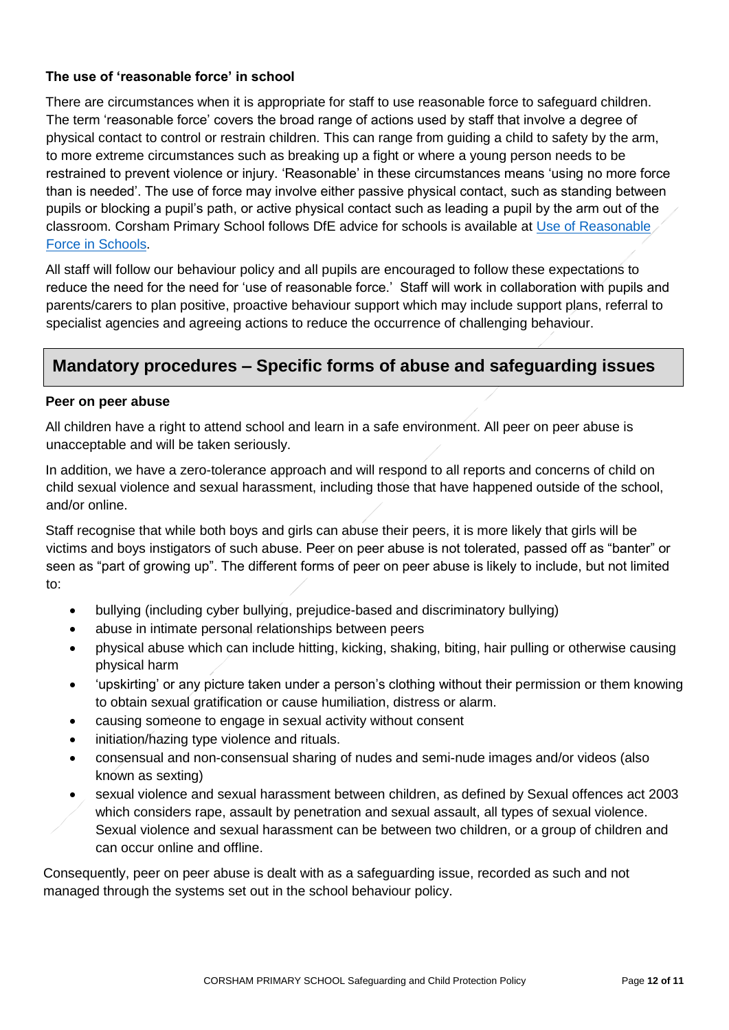**The use of 'reasonable force' in school**

There are circumstances when it is appropriate for staff to use reasonable force to safeguard children. The term 'reasonable force' covers the broad range of actions used by staff that involve a degree of physical contact to control or restrain children. This can range from guiding a child to safety by the arm, to more extreme circumstances such as breaking up a fight or where a young person needs to be restrained to prevent violence or injury. 'Reasonable' in these circumstances means 'using no more force than is needed'. The use of force may involve either passive physical contact, such as standing between pupils or blocking a pupil's path, or active physical contact such as leading a pupil by the arm out of the classroom. Corsham Primary School follows DfE advice for schools is available at [Use of Reasonable Force in Schools](#).

All staff will follow our behaviour policy and all pupils are encouraged to follow these expectations to reduce the need for the need for 'use of reasonable force.' Staff will work in collaboration with pupils and parents/carers to plan positive, proactive behaviour support which may include support plans, referral to specialist agencies and agreeing actions to reduce the occurrence of challenging behaviour.

## Mandatory procedures – Specific forms of abuse and safeguarding issues

**Peer on peer abuse**

All children have a right to attend school and learn in a safe environment. All peer on peer abuse is unacceptable and will be taken seriously.

In addition, we have a zero-tolerance approach and will respond to all reports and concerns of child on child sexual violence and sexual harassment, including those that have happened outside of the school, and/or online.

Staff recognise that while both boys and girls can abuse their peers, it is more likely that girls will be victims and boys instigators of such abuse. Peer on peer abuse is not tolerated, passed off as "banter" or seen as "part of growing up". The different forms of peer on peer abuse is likely to include, but not limited to:

- bullying (including cyber bullying, prejudice-based and discriminatory bullying)
- abuse in intimate personal relationships between peers
- physical abuse which can include hitting, kicking, shaking, biting, hair pulling or otherwise causing physical harm
- 'upskirting' or any picture taken under a person's clothing without their permission or them knowing to obtain sexual gratification or cause humiliation, distress or alarm.
- causing someone to engage in sexual activity without consent
- initiation/hazing type violence and rituals.
- consensual and non-consensual sharing of nudes and semi-nude images and/or videos (also known as sexting)
- sexual violence and sexual harassment between children, as defined by Sexual offences act 2003 which considers rape, assault by penetration and sexual assault, all types of sexual violence. Sexual violence and sexual harassment can be between two children, or a group of children and can occur online and offline.

Consequently, peer on peer abuse is dealt with as a safeguarding issue, recorded as such and not managed through the systems set out in the school behaviour policy.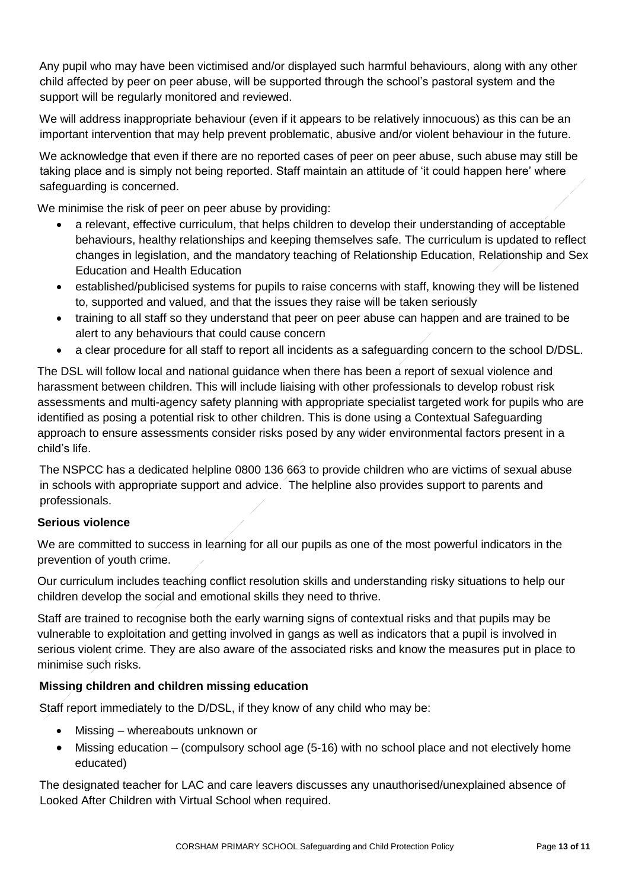Any pupil who may have been victimised and/or displayed such harmful behaviours, along with any other child affected by peer on peer abuse, will be supported through the school's pastoral system and the support will be regularly monitored and reviewed.

We will address inappropriate behaviour (even if it appears to be relatively innocuous) as this can be an important intervention that may help prevent problematic, abusive and/or violent behaviour in the future.

We acknowledge that even if there are no reported cases of peer on peer abuse, such abuse may still be taking place and is simply not being reported. Staff maintain an attitude of 'it could happen here' where safeguarding is concerned.

We minimise the risk of peer on peer abuse by providing:

- a relevant, effective curriculum, that helps children to develop their understanding of acceptable behaviours, healthy relationships and keeping themselves safe. The curriculum is updated to reflect changes in legislation, and the mandatory teaching of Relationship Education, Relationship and Sex Education and Health Education
- established/publicised systems for pupils to raise concerns with staff, knowing they will be listened to, supported and valued, and that the issues they raise will be taken seriously
- training to all staff so they understand that peer on peer abuse can happen and are trained to be alert to any behaviours that could cause concern
- a clear procedure for all staff to report all incidents as a safeguarding concern to the school D/DSL.

The DSL will follow local and national guidance when there has been a report of sexual violence and harassment between children. This will include liaising with other professionals to develop robust risk assessments and multi-agency safety planning with appropriate specialist targeted work for pupils who are identified as posing a potential risk to other children. This is done using a Contextual Safeguarding approach to ensure assessments consider risks posed by any wider environmental factors present in a child's life.

The NSPCC has a dedicated helpline 0800 136 663 to provide children who are victims of sexual abuse in schools with appropriate support and advice. The helpline also provides support to parents and professionals.

**Serious violence**

We are committed to success in learning for all our pupils as one of the most powerful indicators in the prevention of youth crime.

Our curriculum includes teaching conflict resolution skills and understanding risky situations to help our children develop the social and emotional skills they need to thrive.

Staff are trained to recognise both the early warning signs of contextual risks and that pupils may be vulnerable to exploitation and getting involved in gangs as well as indicators that a pupil is involved in serious violent crime. They are also aware of the associated risks and know the measures put in place to minimise such risks.

**Missing children and children missing education**

Staff report immediately to the D/DSL, if they know of any child who may be:

- Missing – whereabouts unknown or
- Missing education – (compulsory school age (5-16) with no school place and not electively home educated)

The designated teacher for LAC and care leavers discusses any unauthorised/unexplained absence of Looked After Children with Virtual School when required.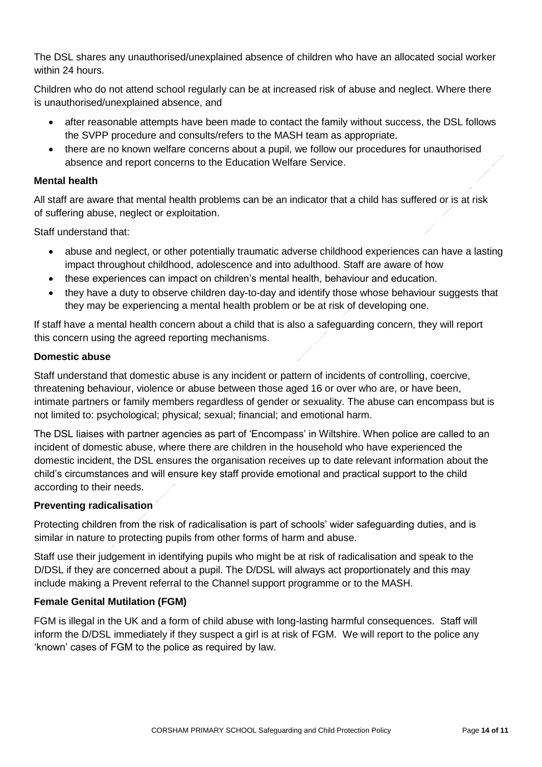The DSL shares any unauthorised/unexplained absence of children who have an allocated social worker within 24 hours.

Children who do not attend school regularly can be at increased risk of abuse and neglect. Where there is unauthorised/unexplained absence, and

- after reasonable attempts have been made to contact the family without success, the DSL follows the SVPP procedure and consults/refers to the MASH team as appropriate.
- there are no known welfare concerns about a pupil, we follow our procedures for unauthorised absence and report concerns to the Education Welfare Service.

**Mental health**

All staff are aware that mental health problems can be an indicator that a child has suffered or is at risk of suffering abuse, neglect or exploitation.

Staff understand that:

- abuse and neglect, or other potentially traumatic adverse childhood experiences can have a lasting impact throughout childhood, adolescence and into adulthood. Staff are aware of how
- these experiences can impact on children's mental health, behaviour and education.
- they have a duty to observe children day-to-day and identify those whose behaviour suggests that they may be experiencing a mental health problem or be at risk of developing one.

If staff have a mental health concern about a child that is also a safeguarding concern, they will report this concern using the agreed reporting mechanisms.

**Domestic abuse**

Staff understand that domestic abuse is any incident or pattern of incidents of controlling, coercive, threatening behaviour, violence or abuse between those aged 16 or over who are, or have been, intimate partners or family members regardless of gender or sexuality. The abuse can encompass but is not limited to: psychological; physical; sexual; financial; and emotional harm.

The DSL liaises with partner agencies as part of 'Encompass' in Wiltshire. When police are called to an incident of domestic abuse, where there are children in the household who have experienced the domestic incident, the DSL ensures the organisation receives up to date relevant information about the child's circumstances and will ensure key staff provide emotional and practical support to the child according to their needs.

**Preventing radicalisation**

Protecting children from the risk of radicalisation is part of schools' wider safeguarding duties, and is similar in nature to protecting pupils from other forms of harm and abuse.

Staff use their judgement in identifying pupils who might be at risk of radicalisation and speak to the D/DSL if they are concerned about a pupil. The D/DSL will always act proportionately and this may include making a Prevent referral to the Channel support programme or to the MASH.

**Female Genital Mutilation (FGM)**

FGM is illegal in the UK and a form of child abuse with long-lasting harmful consequences. Staff will inform the D/DSL immediately if they suspect a girl is at risk of FGM. We will report to the police any 'known' cases of FGM to the police as required by law.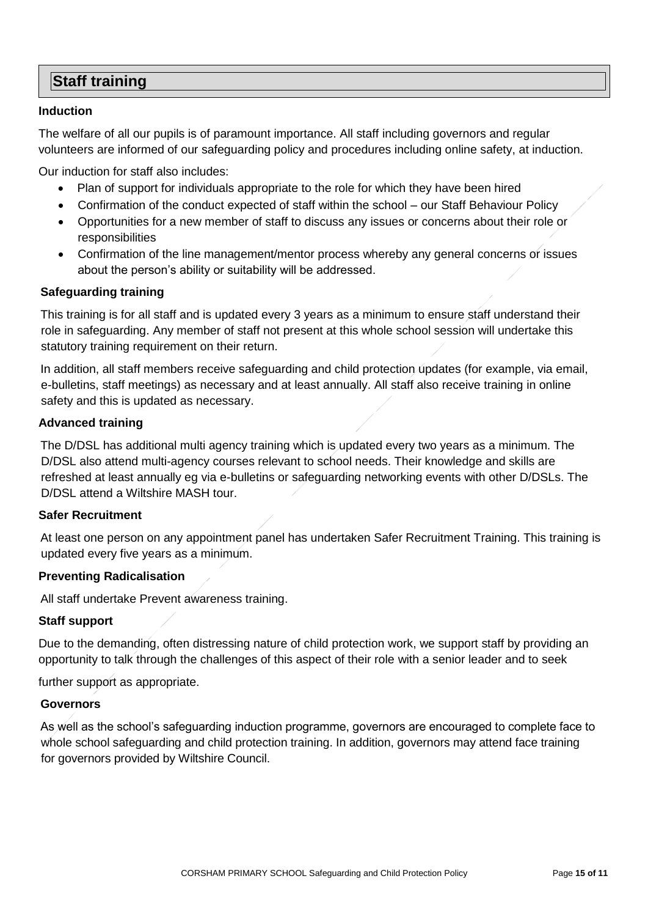## Staff training

### Induction

The welfare of all our pupils is of paramount importance. All staff including governors and regular volunteers are informed of our safeguarding policy and procedures including online safety, at induction.

Our induction for staff also includes:

- Plan of support for individuals appropriate to the role for which they have been hired
- Confirmation of the conduct expected of staff within the school – our Staff Behaviour Policy
- Opportunities for a new member of staff to discuss any issues or concerns about their role or responsibilities
- Confirmation of the line management/mentor process whereby any general concerns or issues about the person's ability or suitability will be addressed.

### Safeguarding training

This training is for all staff and is updated every 3 years as a minimum to ensure staff understand their role in safeguarding. Any member of staff not present at this whole school session will undertake this statutory training requirement on their return.

In addition, all staff members receive safeguarding and child protection updates (for example, via email, e-bulletins, staff meetings) as necessary and at least annually. All staff also receive training in online safety and this is updated as necessary.

### Advanced training

The D/DSL has additional multi agency training which is updated every two years as a minimum. The D/DSL also attend multi-agency courses relevant to school needs. Their knowledge and skills are refreshed at least annually eg via e-bulletins or safeguarding networking events with other D/DSLs. The D/DSL attend a Wiltshire MASH tour.

### Safer Recruitment

At least one person on any appointment panel has undertaken Safer Recruitment Training. This training is updated every five years as a minimum.

### Preventing Radicalisation

All staff undertake Prevent awareness training.

### Staff support

Due to the demanding, often distressing nature of child protection work, we support staff by providing an opportunity to talk through the challenges of this aspect of their role with a senior leader and to seek further support as appropriate.

### Governors

As well as the school's safeguarding induction programme, governors are encouraged to complete face to whole school safeguarding and child protection training. In addition, governors may attend face training for governors provided by Wiltshire Council.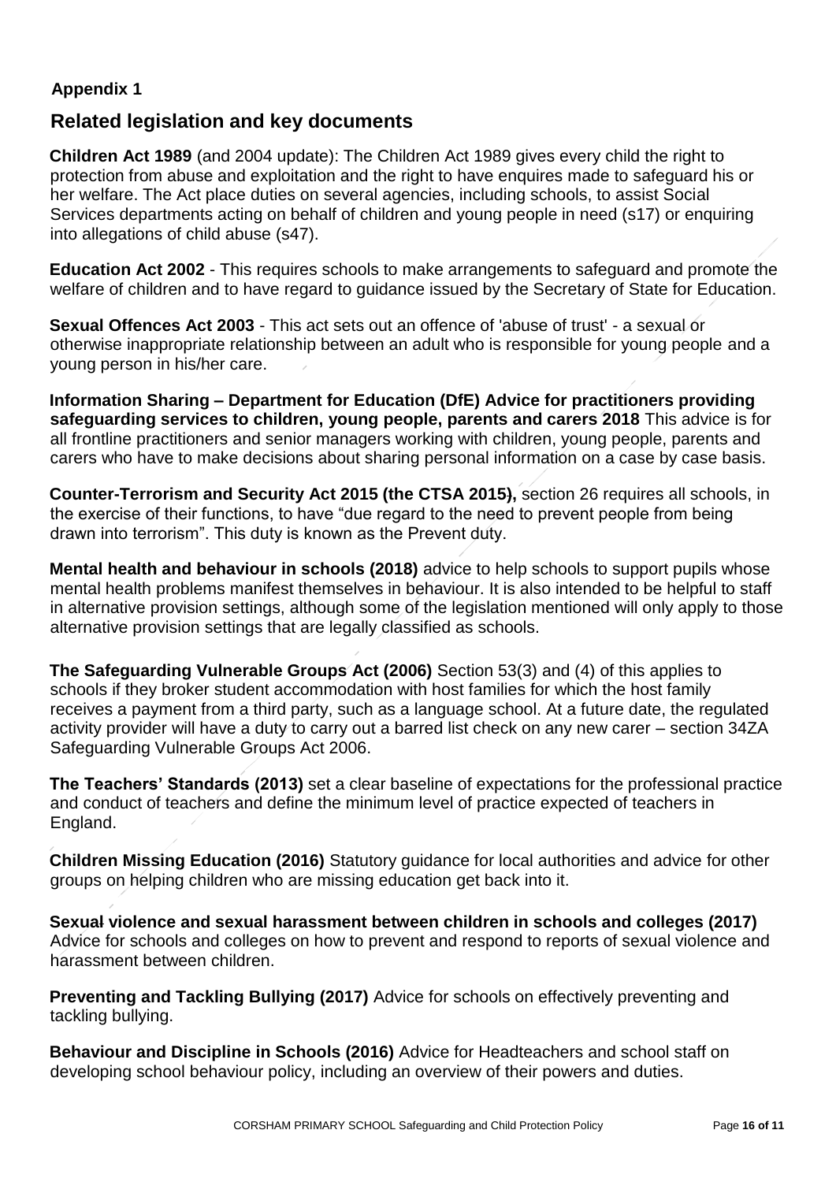**Appendix 1**

## Related legislation and key documents

**Children Act 1989** (and 2004 update): The Children Act 1989 gives every child the right to protection from abuse and exploitation and the right to have enquires made to safeguard his or her welfare. The Act place duties on several agencies, including schools, to assist Social Services departments acting on behalf of children and young people in need (s17) or enquiring into allegations of child abuse (s47).

**Education Act 2002** - This requires schools to make arrangements to safeguard and promote the welfare of children and to have regard to guidance issued by the Secretary of State for Education.

**Sexual Offences Act 2003** - This act sets out an offence of 'abuse of trust' - a sexual or otherwise inappropriate relationship between an adult who is responsible for young people and a young person in his/her care.

**Information Sharing – Department for Education (DfE) Advice for practitioners providing safeguarding services to children, young people, parents and carers 2018** This advice is for all frontline practitioners and senior managers working with children, young people, parents and carers who have to make decisions about sharing personal information on a case by case basis.

**Counter-Terrorism and Security Act 2015 (the CTSA 2015),** section 26 requires all schools, in the exercise of their functions, to have "due regard to the need to prevent people from being drawn into terrorism". This duty is known as the Prevent duty.

**Mental health and behaviour in schools (2018)** advice to help schools to support pupils whose mental health problems manifest themselves in behaviour. It is also intended to be helpful to staff in alternative provision settings, although some of the legislation mentioned will only apply to those alternative provision settings that are legally classified as schools.

**The Safeguarding Vulnerable Groups Act (2006)** Section 53(3) and (4) of this applies to schools if they broker student accommodation with host families for which the host family receives a payment from a third party, such as a language school. At a future date, the regulated activity provider will have a duty to carry out a barred list check on any new carer – section 34ZA Safeguarding Vulnerable Groups Act 2006.

**The Teachers' Standards (2013)** set a clear baseline of expectations for the professional practice and conduct of teachers and define the minimum level of practice expected of teachers in England.

**Children Missing Education (2016)** Statutory guidance for local authorities and advice for other groups on helping children who are missing education get back into it.

**Sexual violence and sexual harassment between children in schools and colleges (2017)** Advice for schools and colleges on how to prevent and respond to reports of sexual violence and harassment between children.

**Preventing and Tackling Bullying (2017)** Advice for schools on effectively preventing and tackling bullying.

**Behaviour and Discipline in Schools (2016)** Advice for Headteachers and school staff on developing school behaviour policy, including an overview of their powers and duties.